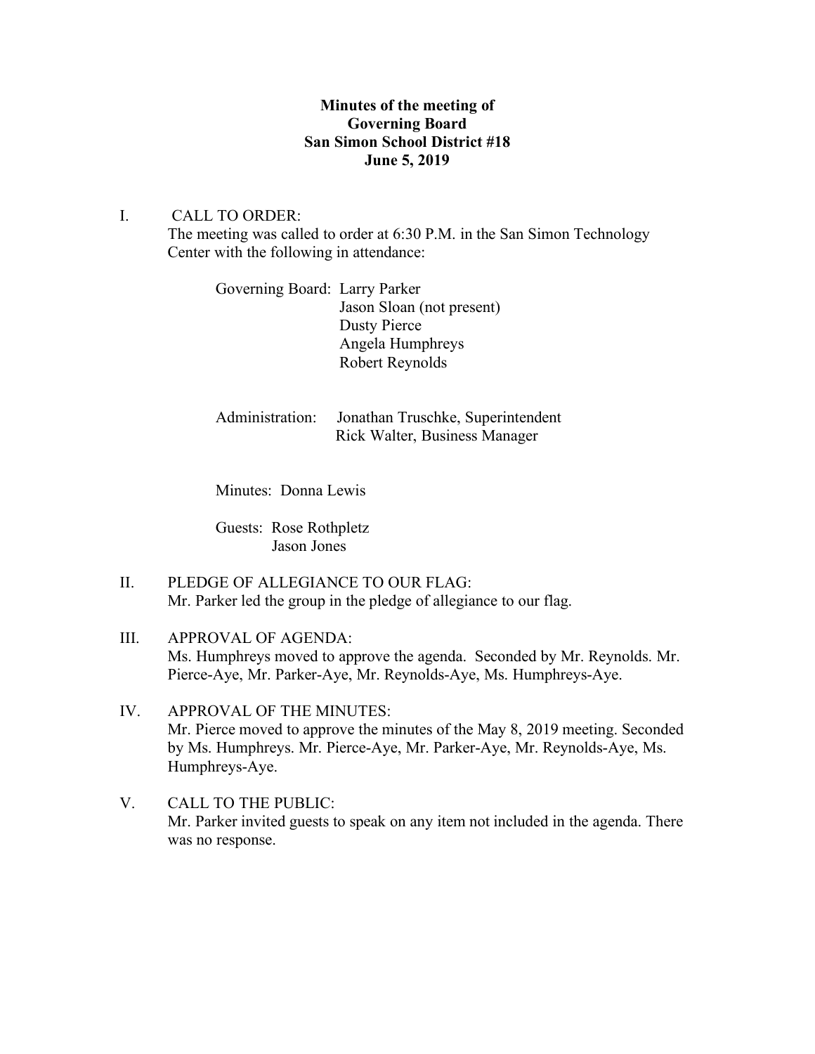**Minutes of the meeting of**
**Governing Board**
**San Simon School District #18**
**June 5, 2019**

I. CALL TO ORDER:

The meeting was called to order at 6:30 P.M. in the San Simon Technology Center with the following in attendance:

Governing Board: Larry Parker
Jason Sloan (not present)
Dusty Pierce
Angela Humphreys
Robert Reynolds

Administration: Jonathan Truschke, Superintendent
Rick Walter, Business Manager

Minutes: Donna Lewis

Guests: Rose Rothpletz
Jason Jones

II. PLEDGE OF ALLEGIANCE TO OUR FLAG:

Mr. Parker led the group in the pledge of allegiance to our flag.

III. APPROVAL OF AGENDA:

Ms. Humphreys moved to approve the agenda. Seconded by Mr. Reynolds. Mr. Pierce-Aye, Mr. Parker-Aye, Mr. Reynolds-Aye, Ms. Humphreys-Aye.

IV. APPROVAL OF THE MINUTES:

Mr. Pierce moved to approve the minutes of the May 8, 2019 meeting. Seconded by Ms. Humphreys. Mr. Pierce-Aye, Mr. Parker-Aye, Mr. Reynolds-Aye, Ms. Humphreys-Aye.

V. CALL TO THE PUBLIC:

Mr. Parker invited guests to speak on any item not included in the agenda. There was no response.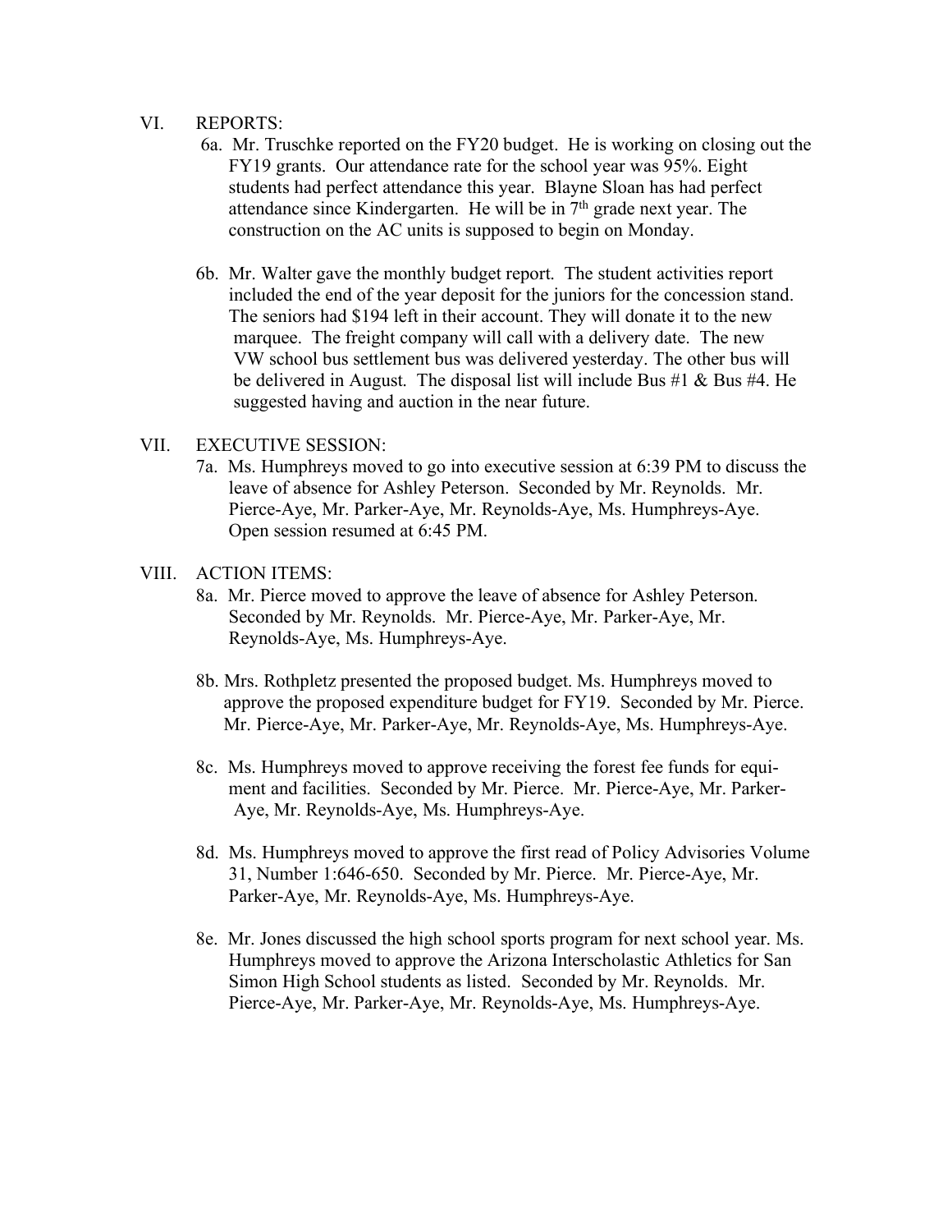VI. REPORTS:

6a. Mr. Truschke reported on the FY20 budget. He is working on closing out the FY19 grants. Our attendance rate for the school year was 95%. Eight students had perfect attendance this year. Blayne Sloan has had perfect attendance since Kindergarten. He will be in 7th grade next year. The construction on the AC units is supposed to begin on Monday.

6b. Mr. Walter gave the monthly budget report. The student activities report included the end of the year deposit for the juniors for the concession stand. The seniors had $194 left in their account. They will donate it to the new marquee. The freight company will call with a delivery date. The new VW school bus settlement bus was delivered yesterday. The other bus will be delivered in August. The disposal list will include Bus #1 & Bus #4. He suggested having and auction in the near future.

VII. EXECUTIVE SESSION:

7a. Ms. Humphreys moved to go into executive session at 6:39 PM to discuss the leave of absence for Ashley Peterson. Seconded by Mr. Reynolds. Mr. Pierce-Aye, Mr. Parker-Aye, Mr. Reynolds-Aye, Ms. Humphreys-Aye. Open session resumed at 6:45 PM.

VIII. ACTION ITEMS:

8a. Mr. Pierce moved to approve the leave of absence for Ashley Peterson. Seconded by Mr. Reynolds. Mr. Pierce-Aye, Mr. Parker-Aye, Mr. Reynolds-Aye, Ms. Humphreys-Aye.

8b. Mrs. Rothpletz presented the proposed budget. Ms. Humphreys moved to approve the proposed expenditure budget for FY19. Seconded by Mr. Pierce. Mr. Pierce-Aye, Mr. Parker-Aye, Mr. Reynolds-Aye, Ms. Humphreys-Aye.

8c. Ms. Humphreys moved to approve receiving the forest fee funds for equipment and facilities. Seconded by Mr. Pierce. Mr. Pierce-Aye, Mr. Parker-Aye, Mr. Reynolds-Aye, Ms. Humphreys-Aye.

8d. Ms. Humphreys moved to approve the first read of Policy Advisories Volume 31, Number 1:646-650. Seconded by Mr. Pierce. Mr. Pierce-Aye, Mr. Parker-Aye, Mr. Reynolds-Aye, Ms. Humphreys-Aye.

8e. Mr. Jones discussed the high school sports program for next school year. Ms. Humphreys moved to approve the Arizona Interscholastic Athletics for San Simon High School students as listed. Seconded by Mr. Reynolds. Mr. Pierce-Aye, Mr. Parker-Aye, Mr. Reynolds-Aye, Ms. Humphreys-Aye.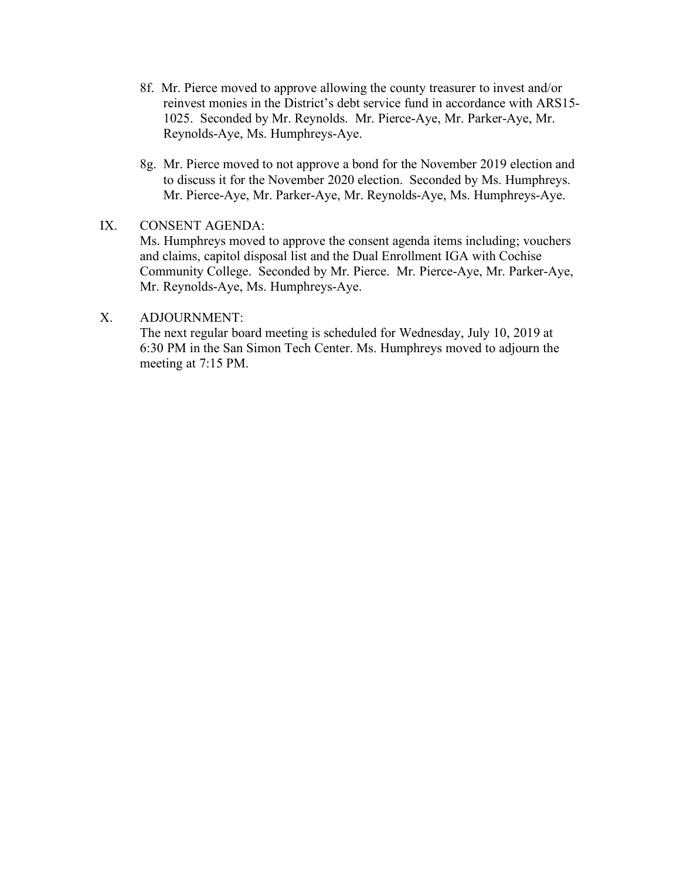8f. Mr. Pierce moved to approve allowing the county treasurer to invest and/or reinvest monies in the District's debt service fund in accordance with ARS15-1025. Seconded by Mr. Reynolds. Mr. Pierce-Aye, Mr. Parker-Aye, Mr. Reynolds-Aye, Ms. Humphreys-Aye.

8g. Mr. Pierce moved to not approve a bond for the November 2019 election and to discuss it for the November 2020 election. Seconded by Ms. Humphreys. Mr. Pierce-Aye, Mr. Parker-Aye, Mr. Reynolds-Aye, Ms. Humphreys-Aye.

## IX. CONSENT AGENDA:

Ms. Humphreys moved to approve the consent agenda items including; vouchers and claims, capitol disposal list and the Dual Enrollment IGA with Cochise Community College. Seconded by Mr. Pierce. Mr. Pierce-Aye, Mr. Parker-Aye, Mr. Reynolds-Aye, Ms. Humphreys-Aye.

## X. ADJOURNMENT:

The next regular board meeting is scheduled for Wednesday, July 10, 2019 at 6:30 PM in the San Simon Tech Center. Ms. Humphreys moved to adjourn the meeting at 7:15 PM.